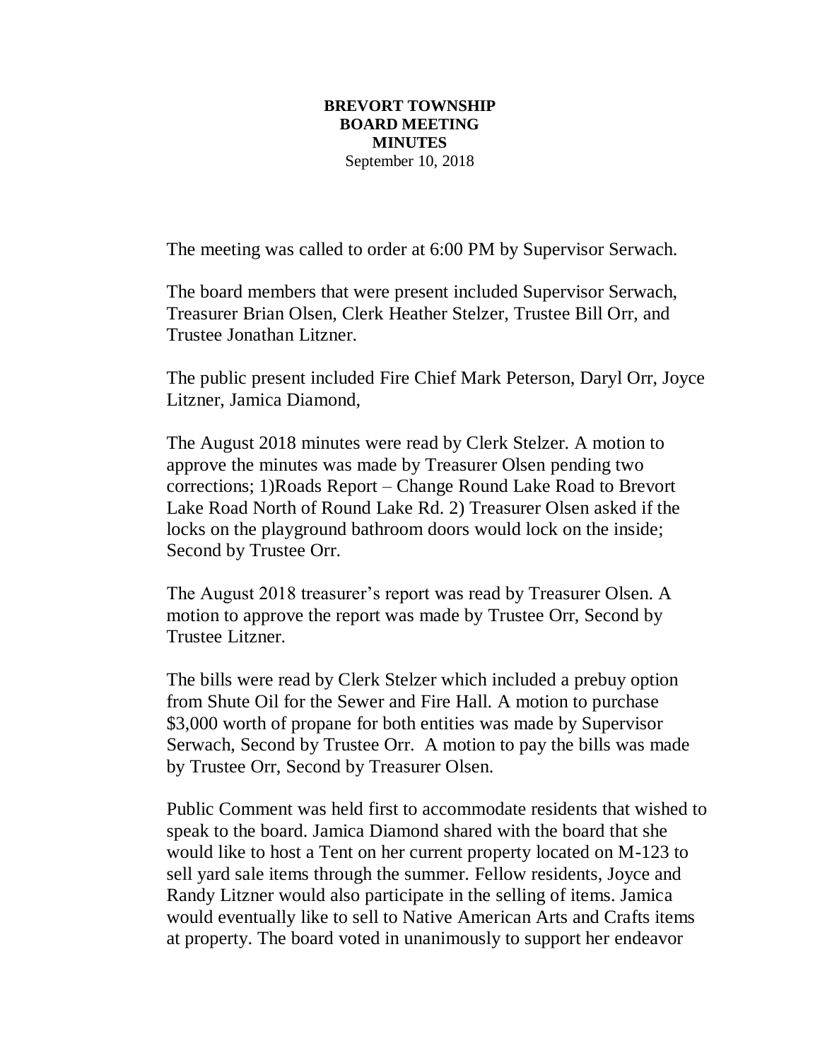**BREVORT TOWNSHIP**
**BOARD MEETING**
**MINUTES**
September 10, 2018

The meeting was called to order at 6:00 PM by Supervisor Serwach.

The board members that were present included Supervisor Serwach, Treasurer Brian Olsen, Clerk Heather Stelzer, Trustee Bill Orr, and Trustee Jonathan Litzner.

The public present included Fire Chief Mark Peterson, Daryl Orr, Joyce Litzner, Jamica Diamond,

The August 2018 minutes were read by Clerk Stelzer. A motion to approve the minutes was made by Treasurer Olsen pending two corrections; 1)Roads Report – Change Round Lake Road to Brevort Lake Road North of Round Lake Rd. 2) Treasurer Olsen asked if the locks on the playground bathroom doors would lock on the inside; Second by Trustee Orr.

The August 2018 treasurer's report was read by Treasurer Olsen. A motion to approve the report was made by Trustee Orr, Second by Trustee Litzner.

The bills were read by Clerk Stelzer which included a prebuy option from Shute Oil for the Sewer and Fire Hall. A motion to purchase $3,000 worth of propane for both entities was made by Supervisor Serwach, Second by Trustee Orr. A motion to pay the bills was made by Trustee Orr, Second by Treasurer Olsen.

Public Comment was held first to accommodate residents that wished to speak to the board. Jamica Diamond shared with the board that she would like to host a Tent on her current property located on M-123 to sell yard sale items through the summer. Fellow residents, Joyce and Randy Litzner would also participate in the selling of items. Jamica would eventually like to sell to Native American Arts and Crafts items at property. The board voted in unanimously to support her endeavor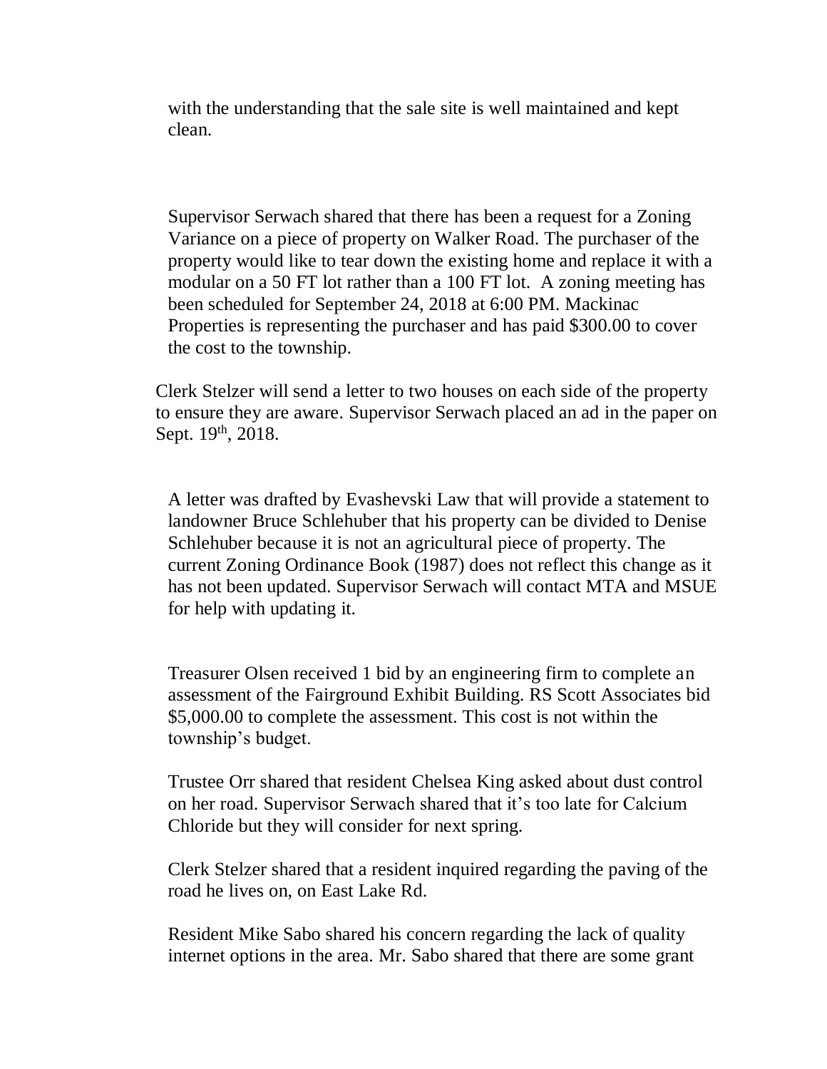with the understanding that the sale site is well maintained and kept clean.

Supervisor Serwach shared that there has been a request for a Zoning Variance on a piece of property on Walker Road. The purchaser of the property would like to tear down the existing home and replace it with a modular on a 50 FT lot rather than a 100 FT lot. A zoning meeting has been scheduled for September 24, 2018 at 6:00 PM. Mackinac Properties is representing the purchaser and has paid $300.00 to cover the cost to the township.

Clerk Stelzer will send a letter to two houses on each side of the property to ensure they are aware. Supervisor Serwach placed an ad in the paper on Sept. 19th, 2018.

A letter was drafted by Evashevski Law that will provide a statement to landowner Bruce Schlehuber that his property can be divided to Denise Schlehuber because it is not an agricultural piece of property. The current Zoning Ordinance Book (1987) does not reflect this change as it has not been updated. Supervisor Serwach will contact MTA and MSUE for help with updating it.

Treasurer Olsen received 1 bid by an engineering firm to complete an assessment of the Fairground Exhibit Building. RS Scott Associates bid $5,000.00 to complete the assessment. This cost is not within the township's budget.

Trustee Orr shared that resident Chelsea King asked about dust control on her road. Supervisor Serwach shared that it's too late for Calcium Chloride but they will consider for next spring.

Clerk Stelzer shared that a resident inquired regarding the paving of the road he lives on, on East Lake Rd.

Resident Mike Sabo shared his concern regarding the lack of quality internet options in the area. Mr. Sabo shared that there are some grant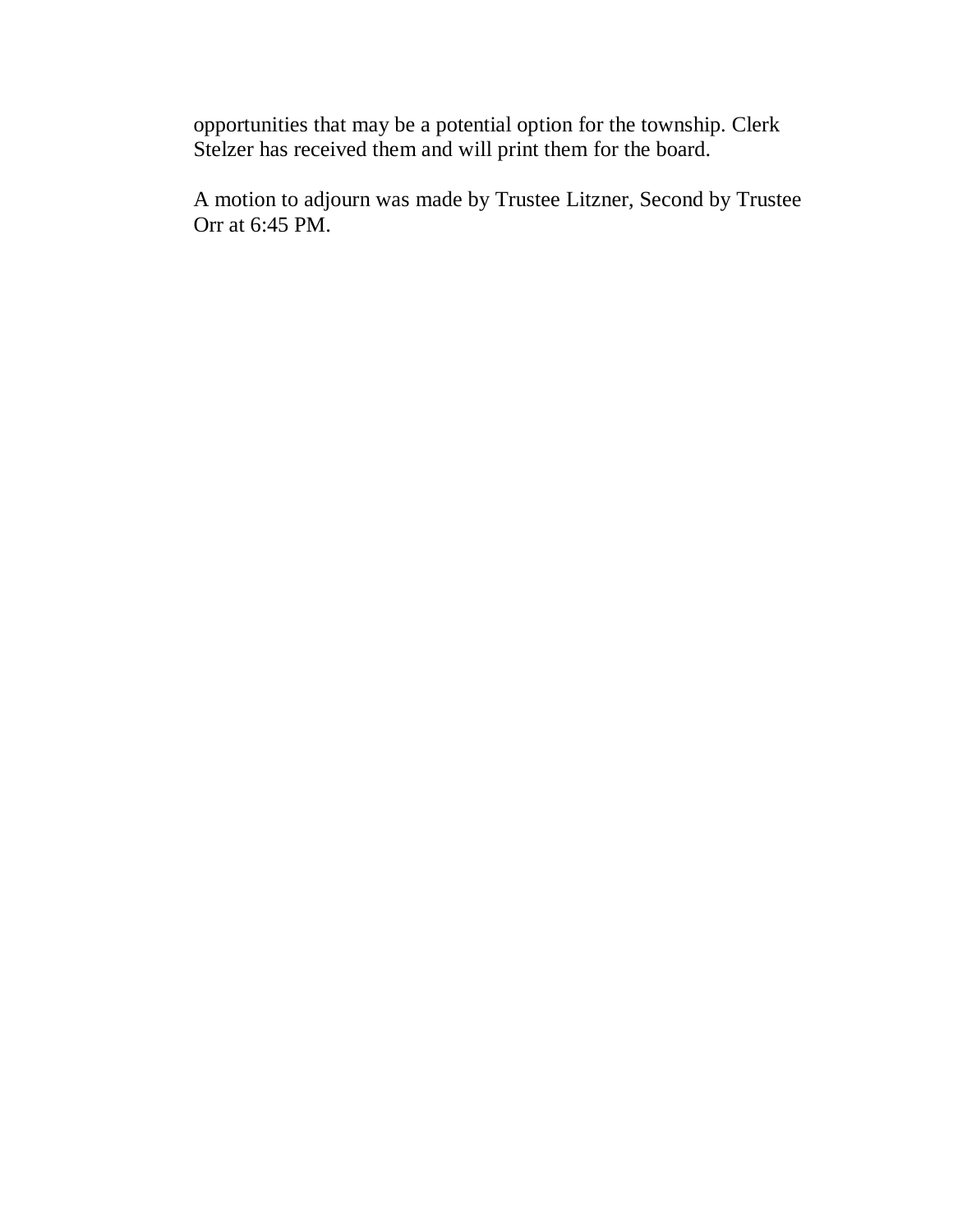opportunities that may be a potential option for the township. Clerk Stelzer has received them and will print them for the board.

A motion to adjourn was made by Trustee Litzner, Second by Trustee Orr at 6:45 PM.